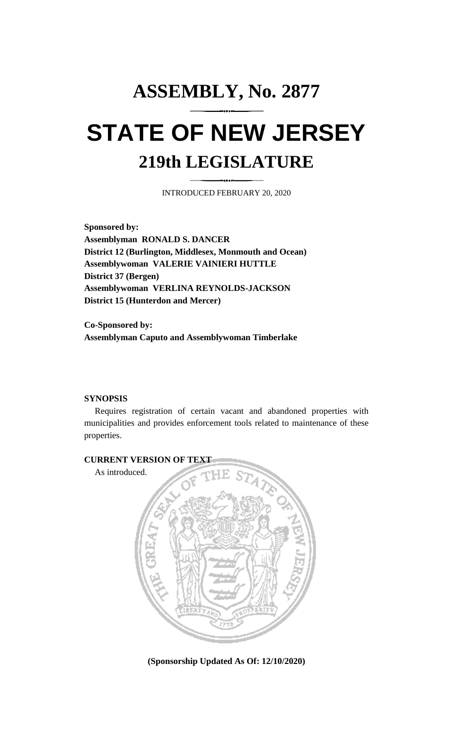# ASSEMBLY, No. 2877

# STATE OF NEW JERSEY

## 219th LEGISLATURE

INTRODUCED FEBRUARY 20, 2020

**Sponsored by:**
**Assemblyman RONALD S. DANCER**
**District 12 (Burlington, Middlesex, Monmouth and Ocean)**
**Assemblywoman VALERIE VAINIERI HUTTLE**
**District 37 (Bergen)**
**Assemblywoman VERLINA REYNOLDS-JACKSON**
**District 15 (Hunterdon and Mercer)**

**Co-Sponsored by:**
**Assemblyman Caputo and Assemblywoman Timberlake**

**SYNOPSIS**

Requires registration of certain vacant and abandoned properties with municipalities and provides enforcement tools related to maintenance of these properties.

**CURRENT VERSION OF TEXT**

As introduced.

**(Sponsorship Updated As Of: 12/10/2020)**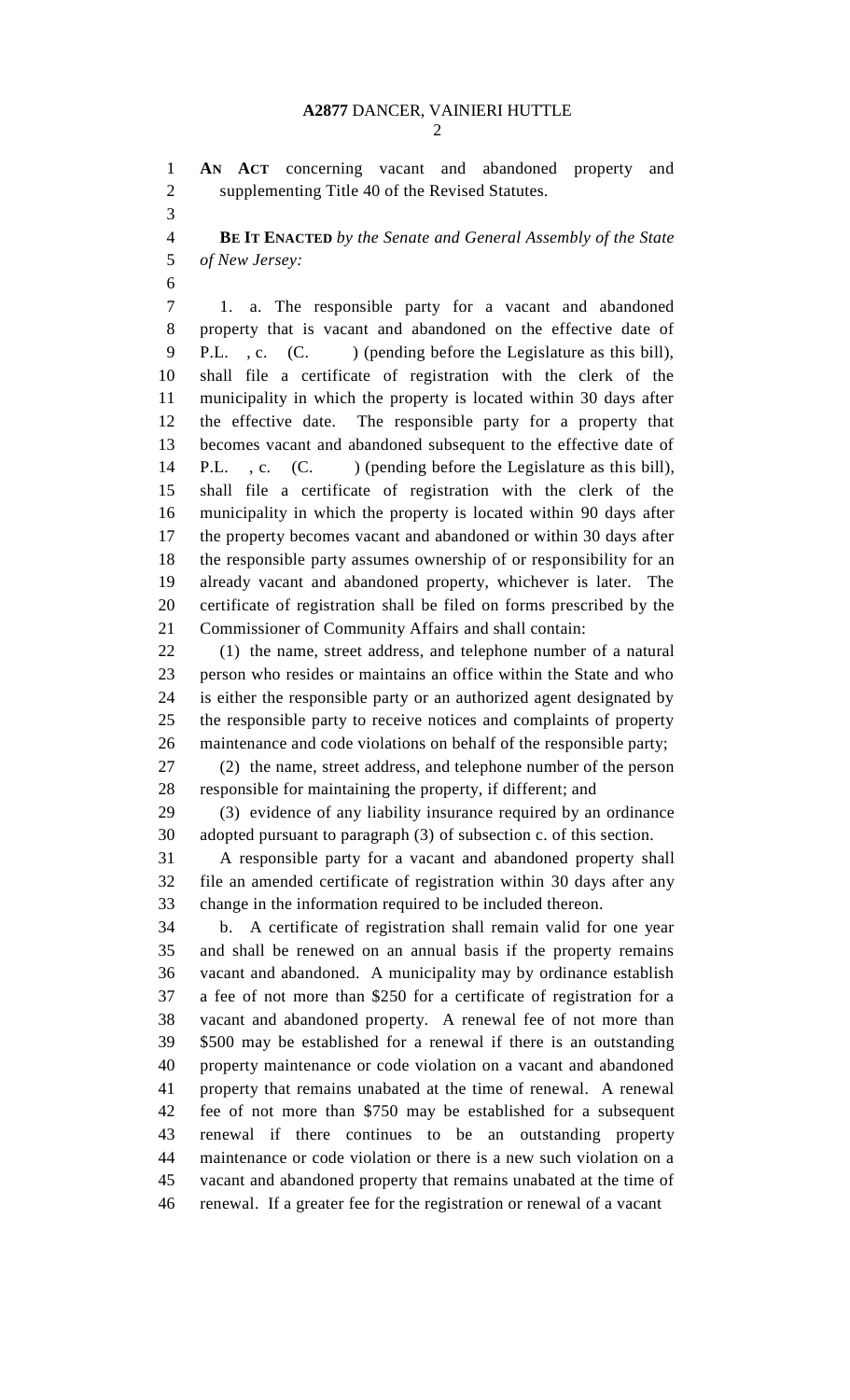**AN ACT** concerning vacant and abandoned property and supplementing Title 40 of the Revised Statutes.

**BE IT ENACTED** *by the Senate and General Assembly of the State of New Jersey:*

1. a. The responsible party for a vacant and abandoned property that is vacant and abandoned on the effective date of P.L. , c. (C. ) (pending before the Legislature as this bill), shall file a certificate of registration with the clerk of the municipality in which the property is located within 30 days after the effective date. The responsible party for a property that becomes vacant and abandoned subsequent to the effective date of P.L. , c. (C. ) (pending before the Legislature as this bill), shall file a certificate of registration with the clerk of the municipality in which the property is located within 90 days after the property becomes vacant and abandoned or within 30 days after the responsible party assumes ownership of or responsibility for an already vacant and abandoned property, whichever is later. The certificate of registration shall be filed on forms prescribed by the Commissioner of Community Affairs and shall contain:

(1) the name, street address, and telephone number of a natural person who resides or maintains an office within the State and who is either the responsible party or an authorized agent designated by the responsible party to receive notices and complaints of property maintenance and code violations on behalf of the responsible party;

(2) the name, street address, and telephone number of the person responsible for maintaining the property, if different; and

(3) evidence of any liability insurance required by an ordinance adopted pursuant to paragraph (3) of subsection c. of this section.

A responsible party for a vacant and abandoned property shall file an amended certificate of registration within 30 days after any change in the information required to be included thereon.

b. A certificate of registration shall remain valid for one year and shall be renewed on an annual basis if the property remains vacant and abandoned. A municipality may by ordinance establish a fee of not more than $250 for a certificate of registration for a vacant and abandoned property. A renewal fee of not more than $500 may be established for a renewal if there is an outstanding property maintenance or code violation on a vacant and abandoned property that remains unabated at the time of renewal. A renewal fee of not more than $750 may be established for a subsequent renewal if there continues to be an outstanding property maintenance or code violation or there is a new such violation on a vacant and abandoned property that remains unabated at the time of renewal. If a greater fee for the registration or renewal of a vacant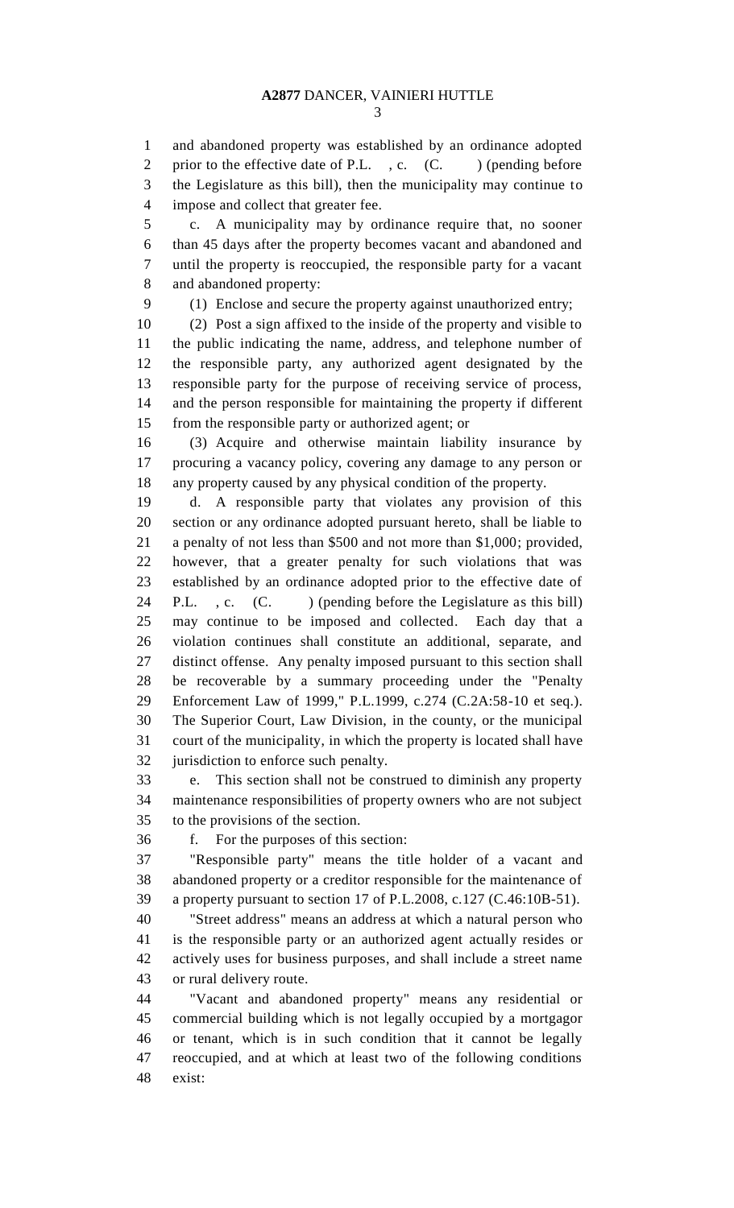and abandoned property was established by an ordinance adopted prior to the effective date of P.L. , c. (C. ) (pending before the Legislature as this bill), then the municipality may continue to impose and collect that greater fee.

c. A municipality may by ordinance require that, no sooner than 45 days after the property becomes vacant and abandoned and until the property is reoccupied, the responsible party for a vacant and abandoned property:

(1) Enclose and secure the property against unauthorized entry;

(2) Post a sign affixed to the inside of the property and visible to the public indicating the name, address, and telephone number of the responsible party, any authorized agent designated by the responsible party for the purpose of receiving service of process, and the person responsible for maintaining the property if different from the responsible party or authorized agent; or

(3) Acquire and otherwise maintain liability insurance by procuring a vacancy policy, covering any damage to any person or any property caused by any physical condition of the property.

d. A responsible party that violates any provision of this section or any ordinance adopted pursuant hereto, shall be liable to a penalty of not less than $500 and not more than $1,000; provided, however, that a greater penalty for such violations that was established by an ordinance adopted prior to the effective date of P.L. , c. (C. ) (pending before the Legislature as this bill) may continue to be imposed and collected. Each day that a violation continues shall constitute an additional, separate, and distinct offense. Any penalty imposed pursuant to this section shall be recoverable by a summary proceeding under the "Penalty Enforcement Law of 1999," P.L.1999, c.274 (C.2A:58-10 et seq.). The Superior Court, Law Division, in the county, or the municipal court of the municipality, in which the property is located shall have jurisdiction to enforce such penalty.

e. This section shall not be construed to diminish any property maintenance responsibilities of property owners who are not subject to the provisions of the section.

f. For the purposes of this section:

"Responsible party" means the title holder of a vacant and abandoned property or a creditor responsible for the maintenance of a property pursuant to section 17 of P.L.2008, c.127 (C.46:10B-51).

"Street address" means an address at which a natural person who is the responsible party or an authorized agent actually resides or actively uses for business purposes, and shall include a street name or rural delivery route.

"Vacant and abandoned property" means any residential or commercial building which is not legally occupied by a mortgagor or tenant, which is in such condition that it cannot be legally reoccupied, and at which at least two of the following conditions exist: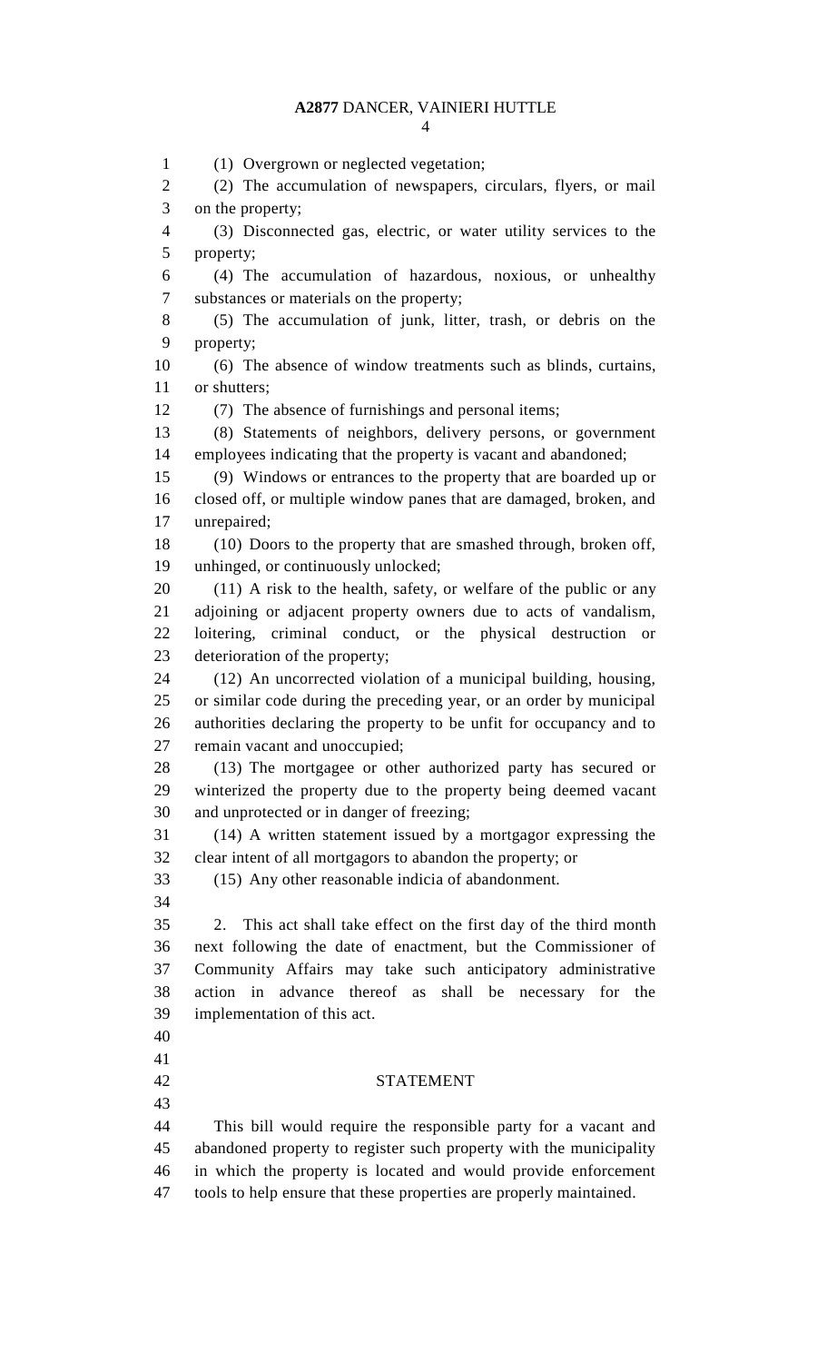(1) Overgrown or neglected vegetation;

(2) The accumulation of newspapers, circulars, flyers, or mail on the property;

(3) Disconnected gas, electric, or water utility services to the property;

(4) The accumulation of hazardous, noxious, or unhealthy substances or materials on the property;

(5) The accumulation of junk, litter, trash, or debris on the property;

(6) The absence of window treatments such as blinds, curtains, or shutters;

(7) The absence of furnishings and personal items;

(8) Statements of neighbors, delivery persons, or government employees indicating that the property is vacant and abandoned;

(9) Windows or entrances to the property that are boarded up or closed off, or multiple window panes that are damaged, broken, and unrepaired;

(10) Doors to the property that are smashed through, broken off, unhinged, or continuously unlocked;

(11) A risk to the health, safety, or welfare of the public or any adjoining or adjacent property owners due to acts of vandalism, loitering, criminal conduct, or the physical destruction or deterioration of the property;

(12) An uncorrected violation of a municipal building, housing, or similar code during the preceding year, or an order by municipal authorities declaring the property to be unfit for occupancy and to remain vacant and unoccupied;

(13) The mortgagee or other authorized party has secured or winterized the property due to the property being deemed vacant and unprotected or in danger of freezing;

(14) A written statement issued by a mortgagor expressing the clear intent of all mortgagors to abandon the property; or

(15) Any other reasonable indicia of abandonment.

2. This act shall take effect on the first day of the third month next following the date of enactment, but the Commissioner of Community Affairs may take such anticipatory administrative action in advance thereof as shall be necessary for the implementation of this act.

## STATEMENT

This bill would require the responsible party for a vacant and abandoned property to register such property with the municipality in which the property is located and would provide enforcement tools to help ensure that these properties are properly maintained.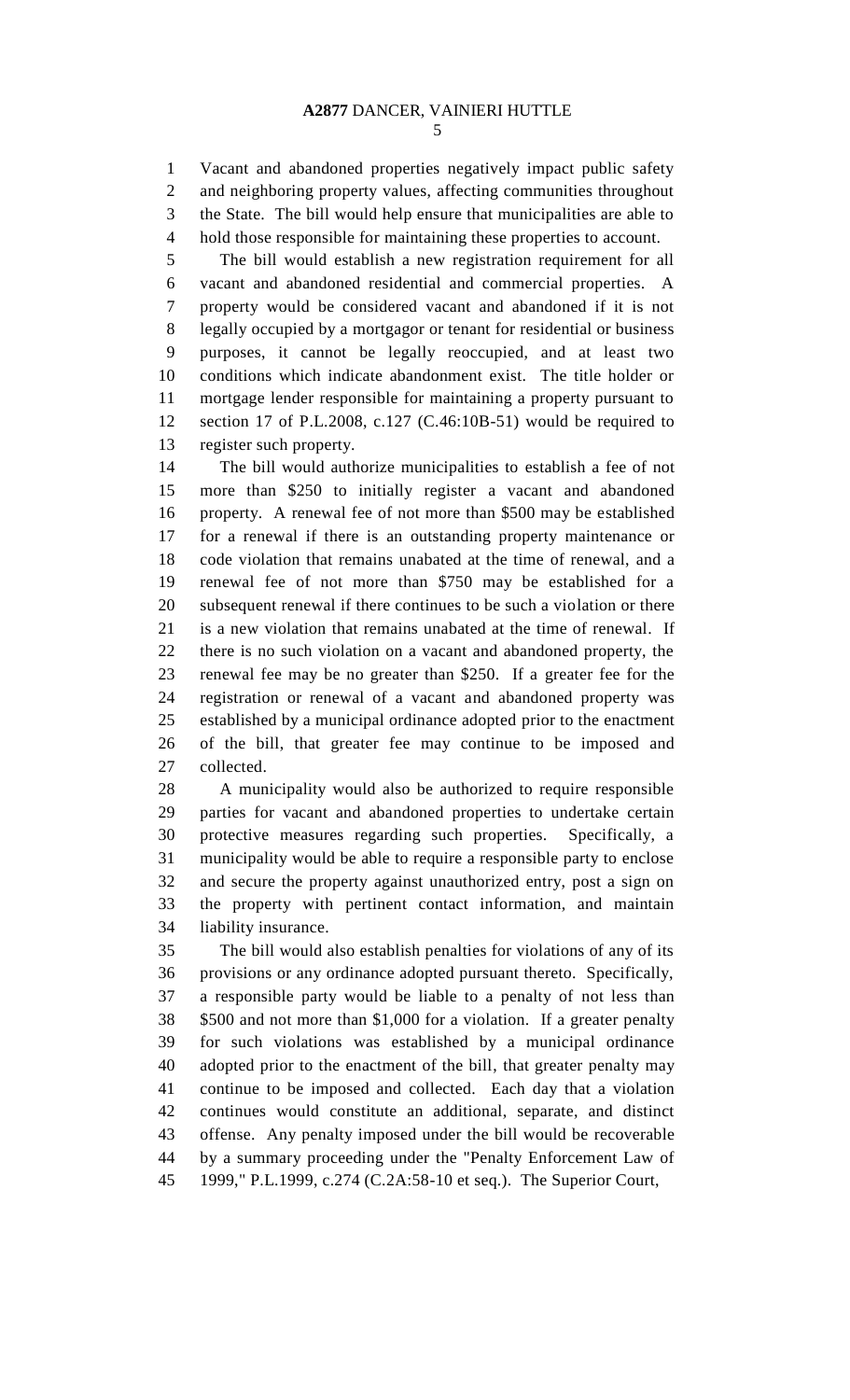Vacant and abandoned properties negatively impact public safety and neighboring property values, affecting communities throughout the State. The bill would help ensure that municipalities are able to hold those responsible for maintaining these properties to account.

The bill would establish a new registration requirement for all vacant and abandoned residential and commercial properties. A property would be considered vacant and abandoned if it is not legally occupied by a mortgagor or tenant for residential or business purposes, it cannot be legally reoccupied, and at least two conditions which indicate abandonment exist. The title holder or mortgage lender responsible for maintaining a property pursuant to section 17 of P.L.2008, c.127 (C.46:10B-51) would be required to register such property.

The bill would authorize municipalities to establish a fee of not more than $250 to initially register a vacant and abandoned property. A renewal fee of not more than $500 may be established for a renewal if there is an outstanding property maintenance or code violation that remains unabated at the time of renewal, and a renewal fee of not more than $750 may be established for a subsequent renewal if there continues to be such a violation or there is a new violation that remains unabated at the time of renewal. If there is no such violation on a vacant and abandoned property, the renewal fee may be no greater than $250. If a greater fee for the registration or renewal of a vacant and abandoned property was established by a municipal ordinance adopted prior to the enactment of the bill, that greater fee may continue to be imposed and collected.

A municipality would also be authorized to require responsible parties for vacant and abandoned properties to undertake certain protective measures regarding such properties. Specifically, a municipality would be able to require a responsible party to enclose and secure the property against unauthorized entry, post a sign on the property with pertinent contact information, and maintain liability insurance.

The bill would also establish penalties for violations of any of its provisions or any ordinance adopted pursuant thereto. Specifically, a responsible party would be liable to a penalty of not less than $500 and not more than $1,000 for a violation. If a greater penalty for such violations was established by a municipal ordinance adopted prior to the enactment of the bill, that greater penalty may continue to be imposed and collected. Each day that a violation continues would constitute an additional, separate, and distinct offense. Any penalty imposed under the bill would be recoverable by a summary proceeding under the "Penalty Enforcement Law of 1999," P.L.1999, c.274 (C.2A:58-10 et seq.). The Superior Court,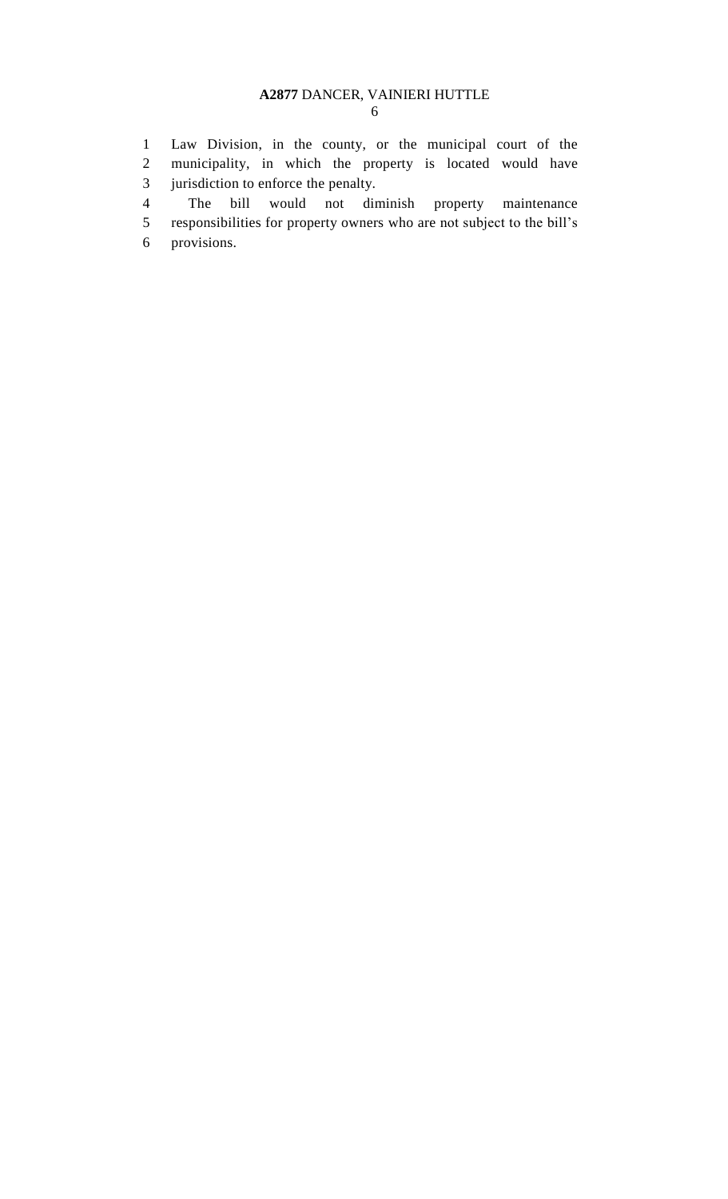Law Division, in the county, or the municipal court of the municipality, in which the property is located would have jurisdiction to enforce the penalty.

The bill would not diminish property maintenance responsibilities for property owners who are not subject to the bill's provisions.